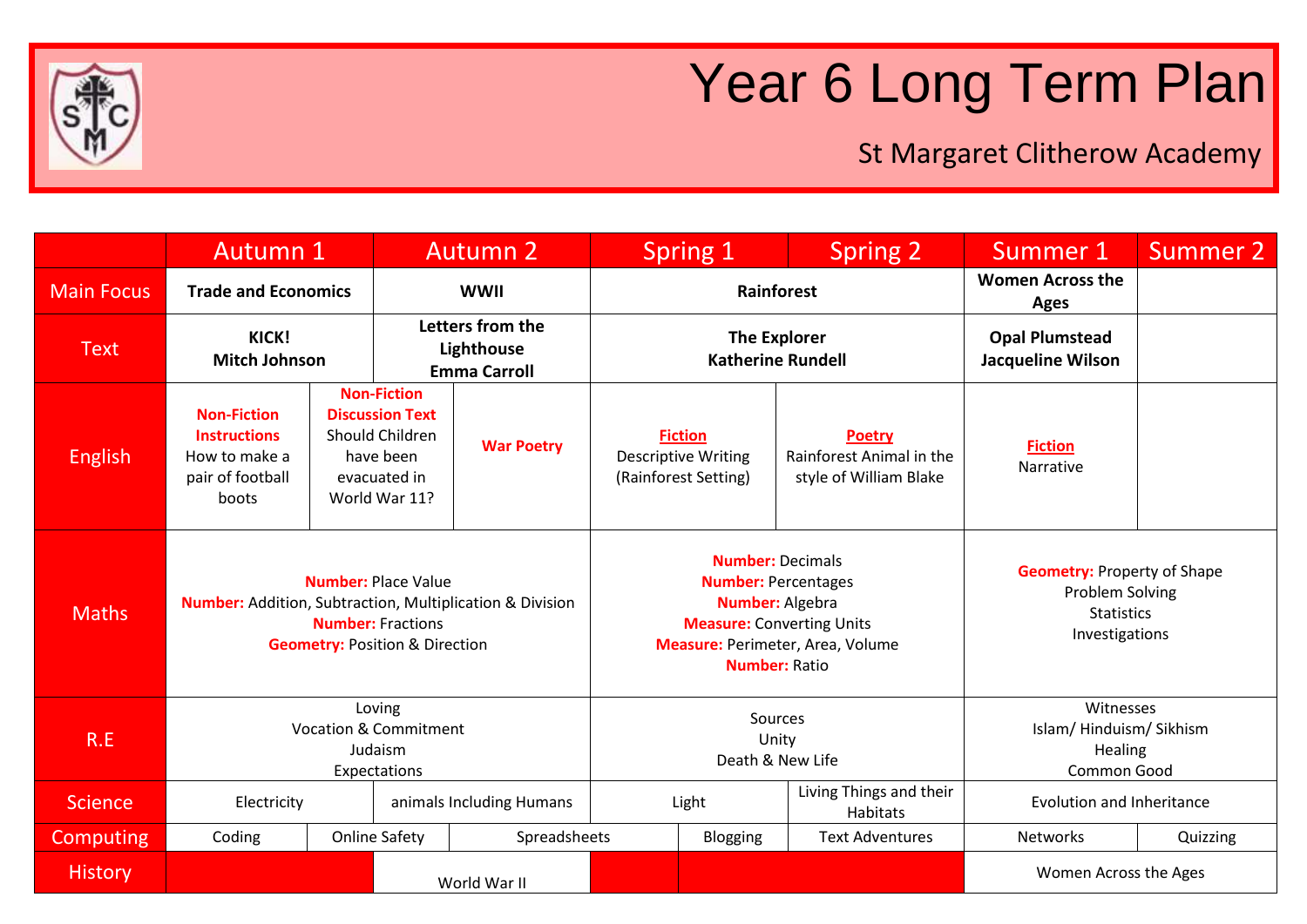# Year 6 Long Term Plan

## St Margaret Clitherow Academy

| | Autumn 1 | | Autumn 2 | | Spring 1 | Spring 2 | Summer 1 | Summer 2 |
|---|---|---|---|---|---|---|---|---|
| Main Focus | **Trade and Economics** | | **WWII** | | **Rainforest** | | **Women Across the Ages** | |
| Text | **KICK! Mitch Johnson** | | **Letters from the Lighthouse Emma Carroll** | | **The Explorer Katherine Rundell** | | **Opal Plumstead Jacqueline Wilson** | |
| English | **Non-Fiction Instructions** How to make a pair of football boots | **Non-Fiction Discussion Text** Should Children have been evacuated in World War 11? | **War Poetry** | | **Fiction** Descriptive Writing (Rainforest Setting) | **Poetry** Rainforest Animal in the style of William Blake | **Fiction** Narrative | |
| Maths | **Number:** Place Value<br>**Number:** Addition, Subtraction, Multiplication & Division<br>**Number:** Fractions<br>**Geometry:** Position & Direction | | | | **Number:** Decimals<br>**Number:** Percentages<br>**Number:** Algebra<br>**Measure:** Converting Units<br>**Measure:** Perimeter, Area, Volume<br>**Number:** Ratio | | **Geometry:** Property of Shape<br>Problem Solving<br>Statistics<br>Investigations | |
| R.E | Loving<br>Vocation & Commitment<br>Judaism<br>Expectations | | | | Sources<br>Unity<br>Death & New Life | | Witnesses<br>Islam/ Hinduism/ Sikhism<br>Healing<br>Common Good | |
| Science | Electricity | | animals Including Humans | | Light | Living Things and their Habitats | Evolution and Inheritance | |
| Computing | Coding | Online Safety | Spreadsheets | | Blogging | Text Adventures | Networks | Quizzing |
| History | | | World War II | | | | Women Across the Ages | |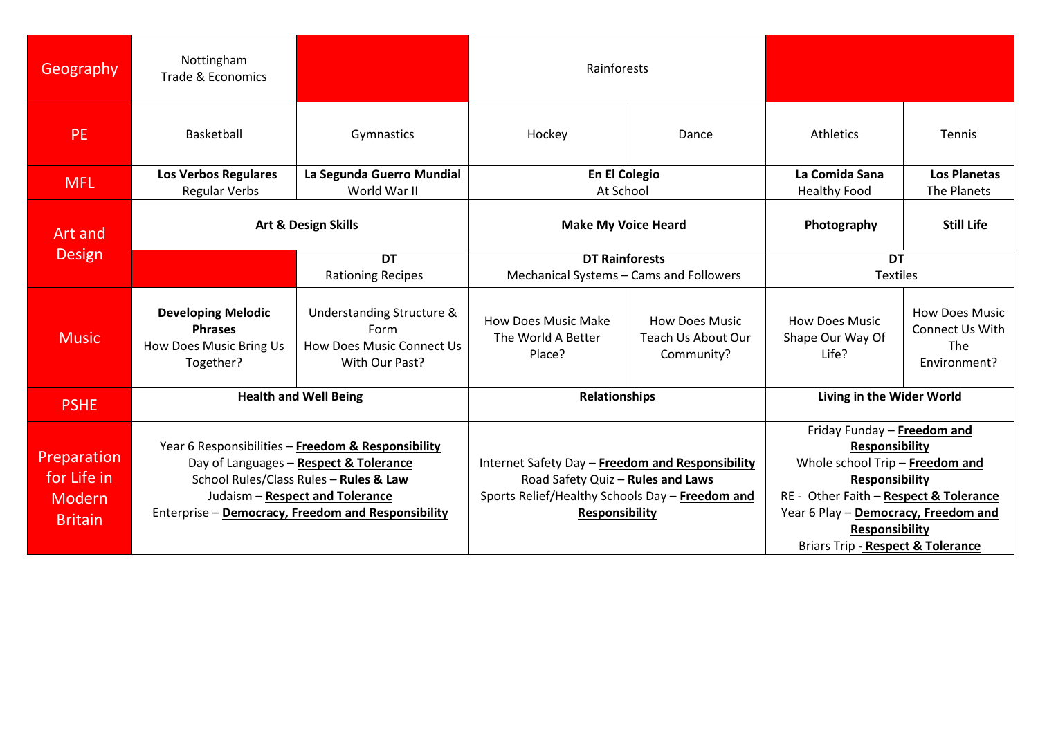| | | | | | | |
|---|---|---|---|---|---|---|
| Geography | Nottingham<br>Trade & Economics | | Rainforests | | | |
| PE | Basketball | Gymnastics | Hockey | Dance | Athletics | Tennis |
| MFL | **Los Verbos Regulares**<br>Regular Verbs | **La Segunda Guerro Mundial**<br>World War II | **En El Colegio**<br>At School | | **La Comida Sana**<br>Healthy Food | **Los Planetas**<br>The Planets |
| Art and Design | **Art & Design Skills** | | **Make My Voice Heard** | | **Photography** | **Still Life** |
| | | **DT**<br>Rationing Recipes | **DT Rainforests**<br>Mechanical Systems – Cams and Followers | | **DT**<br>Textiles | |
| Music | **Developing Melodic Phrases**<br>How Does Music Bring Us Together? | Understanding Structure & Form<br>How Does Music Connect Us With Our Past? | How Does Music Make The World A Better Place? | How Does Music Teach Us About Our Community? | How Does Music Shape Our Way Of Life? | How Does Music Connect Us With The Environment? |
| PSHE | **Health and Well Being** | | **Relationships** | | **Living in the Wider World** | |
| Preparation for Life in Modern Britain | Year 6 Responsibilities – **Freedom & Responsibility**<br>Day of Languages – **Respect & Tolerance**<br>School Rules/Class Rules – **Rules & Law**<br>Judaism – **Respect and Tolerance**<br>Enterprise – **Democracy, Freedom and Responsibility** | | Internet Safety Day – **Freedom and Responsibility**<br>Road Safety Quiz – **Rules and Laws**<br>Sports Relief/Healthy Schools Day – **Freedom and Responsibility** | | Friday Funday – **Freedom and Responsibility**<br>Whole school Trip – **Freedom and Responsibility**<br>RE - Other Faith – **Respect & Tolerance**<br>Year 6 Play – **Democracy, Freedom and Responsibility**<br>Briars Trip **- Respect & Tolerance** | |